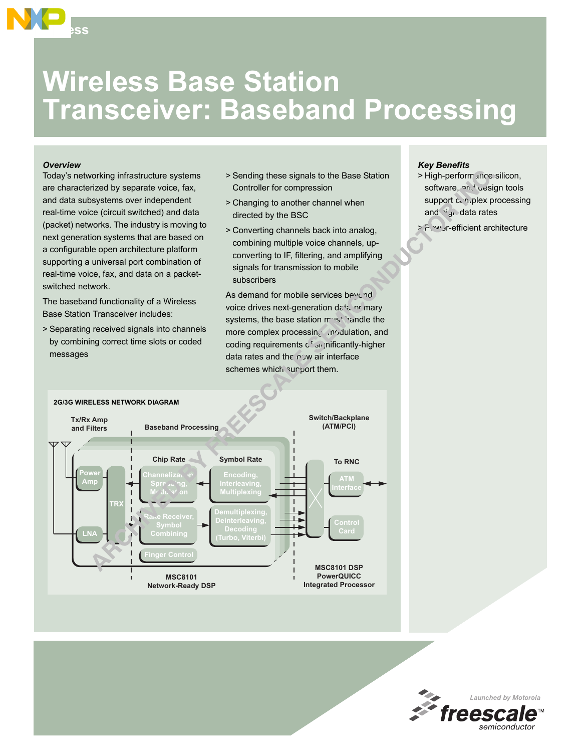# Wireless Base Station Transceiver: Baseband Processing

### *Overview*

Today's networking infrastructure systems are characterized by separate voice, fax, and data subsystems over independent real-time voice (circuit switched) and data (packet) networks. The industry is moving to next generation systems that are based on a configurable open architecture platform supporting a universal port combination of real-time voice, fax, and data on a packet-switched network.

The baseband functionality of a Wireless Base Station Transceiver includes:

> Separating received signals into channels by combining correct time slots or coded messages

> Sending these signals to the Base Station Controller for compression

> Changing to another channel when directed by the BSC

> Converting channels back into analog, combining multiple voice channels, up-converting to IF, filtering, and amplifying signals for transmission to mobile subscribers

As demand for mobile services beyond voice drives next-generation data-primary systems, the base station must handle the more complex processing, modulation, and coding requirements of significantly-higher data rates and the new air interface schemes which support them.

### *Key Benefits*

> High-performance silicon, software, and design tools support complex processing and high data rates

> Power-efficient architecture

**2G/3G WIRELESS NETWORK DIAGRAM**

Tx/Rx Amp and Filters — Baseband Processing — Switch/Backplane (ATM/PCI)

Power Amp; LNA; TRX; Chip Rate: Channelization, Spreading, Modulation; Rake Receiver, Symbol Combining; Finger Control; Symbol Rate: Encoding, Interleaving, Multiplexing; Demultiplexing, Deinterleaving, Decoding (Turbo, Viterbi); To RNC; ATM Interface; Control Card

MSC8101 Network-Ready DSP

MSC8101 DSP PowerQUICC Integrated Processor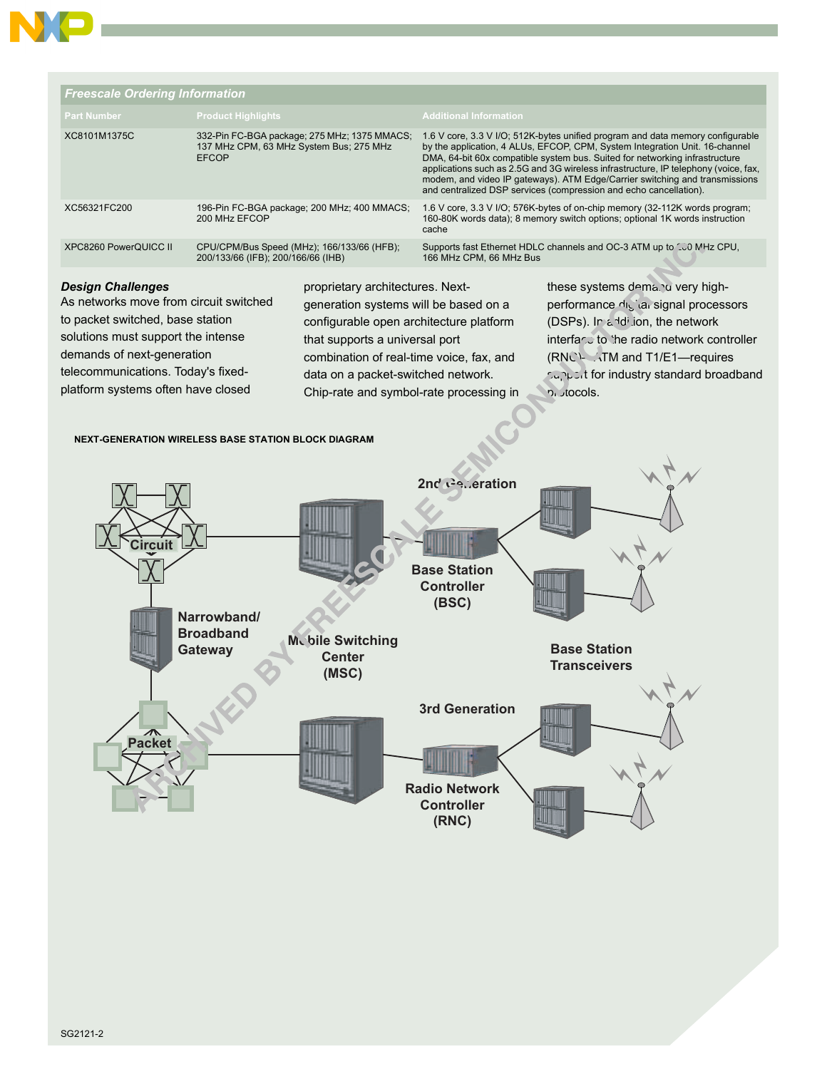## Freescale Ordering Information

| Part Number | Product Highlights | Additional Information |
|---|---|---|
| XC8101M1375C | 332-Pin FC-BGA package; 275 MHz; 1375 MMACS; 137 MHz CPM, 63 MHz System Bus; 275 MHz EFCOP | 1.6 V core, 3.3 V I/O; 512K-bytes unified program and data memory configurable by the application, 4 ALUs, EFCOP, CPM, System Integration Unit. 16-channel DMA, 64-bit 60x compatible system bus. Suited for networking infrastructure applications such as 2.5G and 3G wireless infrastructure, IP telephony (voice, fax, modem, and video IP gateways). ATM Edge/Carrier switching and transmissions and centralized DSP services (compression and echo cancellation). |
| XC56321FC200 | 196-Pin FC-BGA package; 200 MHz; 400 MMACS; 200 MHz EFCOP | 1.6 V core, 3.3 V I/O; 576K-bytes of on-chip memory (32-112K words program; 160-80K words data); 8 memory switch options; optional 1K words instruction cache |
| XPC8260 PowerQUICC II | CPU/CPM/Bus Speed (MHz); 166/133/66 (HFB); 200/133/66 (IFB); 200/166/66 (IHB) | Supports fast Ethernet HDLC channels and OC-3 ATM up to 200 MHz CPU, 166 MHz CPM, 66 MHz Bus |

### *Design Challenges*

As networks move from circuit switched to packet switched, base station solutions must support the intense demands of next-generation telecommunications. Today's fixed-platform systems often have closed proprietary architectures. Next-generation systems will be based on a configurable open architecture platform that supports a universal port combination of real-time voice, fax, and data on a packet-switched network. Chip-rate and symbol-rate processing in these systems demand very high-performance digital signal processors (DSPs). In addition, the network interface to the radio network controller (RNC)—ATM and T1/E1—requires support for industry standard broadband protocols.

**NEXT-GENERATION WIRELESS BASE STATION BLOCK DIAGRAM**

Circuit · Narrowband/Broadband Gateway · Packet · Mobile Switching Center (MSC) · 2nd Generation · Base Station Controller (BSC) · 3rd Generation · Radio Network Controller (RNC) · Base Station Transceivers

SG2121-2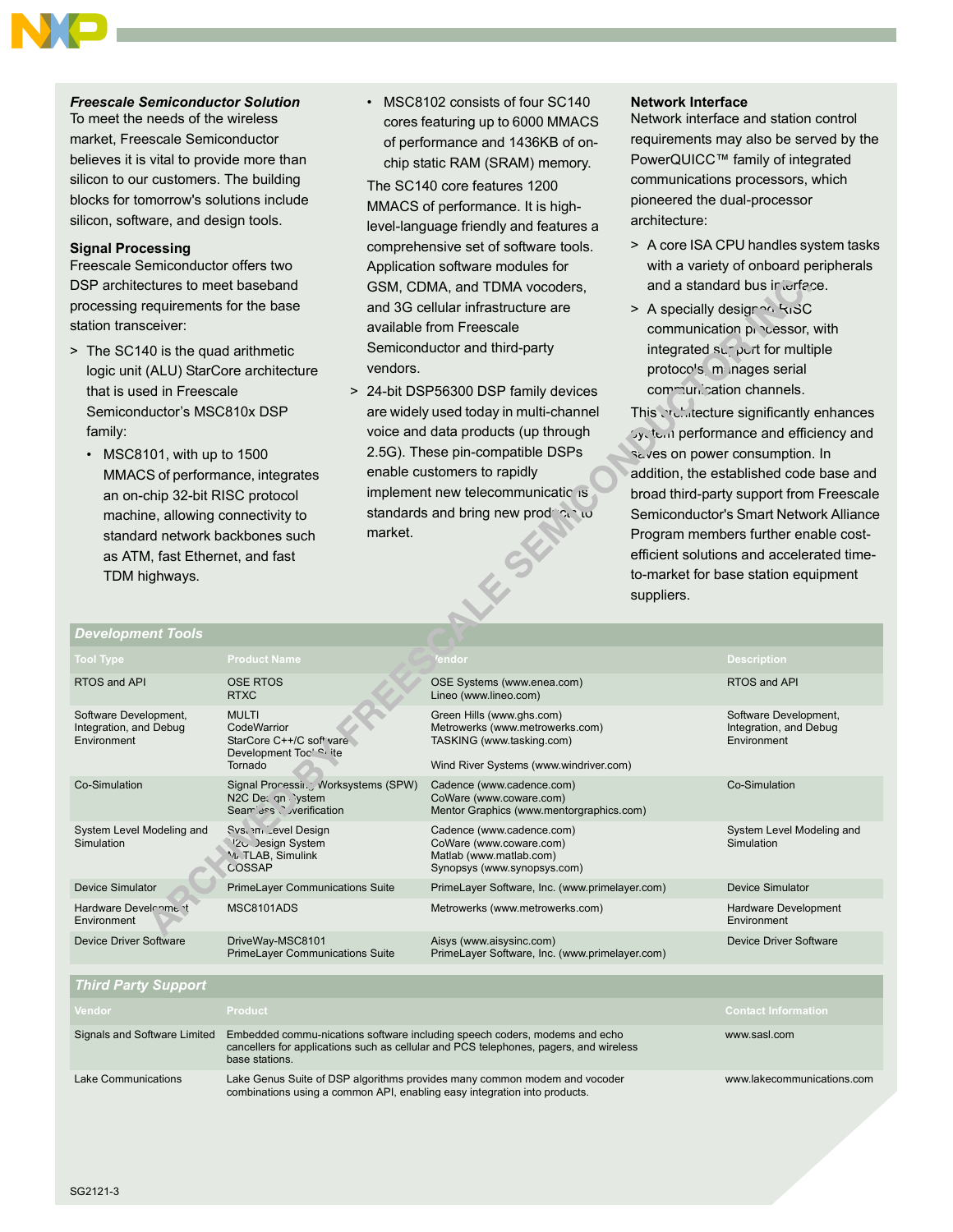### *Freescale Semiconductor Solution*

To meet the needs of the wireless market, Freescale Semiconductor believes it is vital to provide more than silicon to our customers. The building blocks for tomorrow's solutions include silicon, software, and design tools.

### Signal Processing

Freescale Semiconductor offers two DSP architectures to meet baseband processing requirements for the base station transceiver:

> The SC140 is the quad arithmetic logic unit (ALU) StarCore architecture that is used in Freescale Semiconductor's MSC810x DSP family:
> - MSC8101, with up to 1500 MMACS of performance, integrates an on-chip 32-bit RISC protocol machine, allowing connectivity to standard network backbones such as ATM, fast Ethernet, and fast TDM highways.
> - MSC8102 consists of four SC140 cores featuring up to 6000 MMACS of performance and 1436KB of on-chip static RAM (SRAM) memory.
>
> The SC140 core features 1200 MMACS of performance. It is high-level-language friendly and features a comprehensive set of software tools. Application software modules for GSM, CDMA, and TDMA vocoders, and 3G cellular infrastructure are available from Freescale Semiconductor and third-party vendors.

> 24-bit DSP56300 DSP family devices are widely used today in multi-channel voice and data products (up through 2.5G). These pin-compatible DSPs enable customers to rapidly implement new telecommunications standards and bring new products to market.

### Network Interface

Network interface and station control requirements may also be served by the PowerQUICC™ family of integrated communications processors, which pioneered the dual-processor architecture:

> A core ISA CPU handles system tasks with a variety of onboard peripherals and a standard bus interface.

> A specially designed RISC communication processor, with integrated support for multiple protocols manages serial communication channels.

This architecture significantly enhances system performance and efficiency and saves on power consumption. In addition, the established code base and broad third-party support from Freescale Semiconductor's Smart Network Alliance Program members further enable cost-efficient solutions and accelerated time-to-market for base station equipment suppliers.

### *Development Tools*

| Tool Type | Product Name | Vendor | Description |
|---|---|---|---|
| RTOS and API | OSE RTOS<br>RTXC | OSE Systems (www.enea.com)<br>Lineo (www.lineo.com) | RTOS and API |
| Software Development, Integration, and Debug Environment | MULTI<br>CodeWarrior<br>StarCore C++/C software Development Tool Suite<br>Tornado | Green Hills (www.ghs.com)<br>Metrowerks (www.metrowerks.com)<br>TASKING (www.tasking.com)<br>Wind River Systems (www.windriver.com) | Software Development, Integration, and Debug Environment |
| Co-Simulation | Signal Processing Worksystems (SPW)<br>N2C Design System<br>Seamless Coverification | Cadence (www.cadence.com)<br>CoWare (www.coware.com)<br>Mentor Graphics (www.mentorgraphics.com) | Co-Simulation |
| System Level Modeling and Simulation | System Level Design<br>N2C Design System<br>MATLAB, Simulink<br>COSSAP | Cadence (www.cadence.com)<br>CoWare (www.coware.com)<br>Matlab (www.matlab.com)<br>Synopsys (www.synopsys.com) | System Level Modeling and Simulation |
| Device Simulator | PrimeLayer Communications Suite | PrimeLayer Software, Inc. (www.primelayer.com) | Device Simulator |
| Hardware Development Environment | MSC8101ADS | Metrowerks (www.metrowerks.com) | Hardware Development Environment |
| Device Driver Software | DriveWay-MSC8101<br>PrimeLayer Communications Suite | Aisys (www.aisysinc.com)<br>PrimeLayer Software, Inc. (www.primelayer.com) | Device Driver Software |

### *Third Party Support*

| Vendor | Product | Contact Information |
|---|---|---|
| Signals and Software Limited | Embedded commu-nications software including speech coders, modems and echo cancellers for applications such as cellular and PCS telephones, pagers, and wireless base stations. | www.sasl.com |
| Lake Communications | Lake Genus Suite of DSP algorithms provides many common modem and vocoder combinations using a common API, enabling easy integration into products. | www.lakecommunications.com |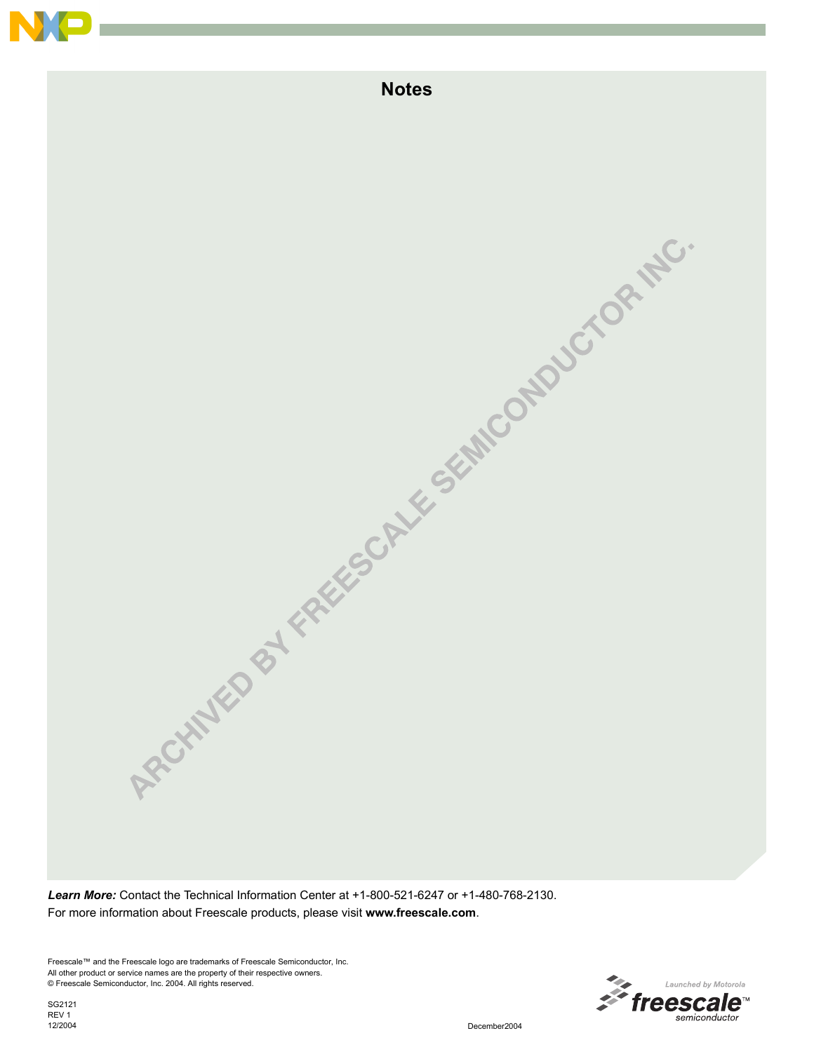## Notes

ARCHIVED BY FREESCALE SEMICONDUCTOR INC.

***Learn More:*** Contact the Technical Information Center at +1-800-521-6247 or +1-480-768-2130.
For more information about Freescale products, please visit **www.freescale.com**.

Freescale™ and the Freescale logo are trademarks of Freescale Semiconductor, Inc.
All other product or service names are the property of their respective owners.
© Freescale Semiconductor, Inc. 2004. All rights reserved.

SG2121
REV 1
12/2004

December2004